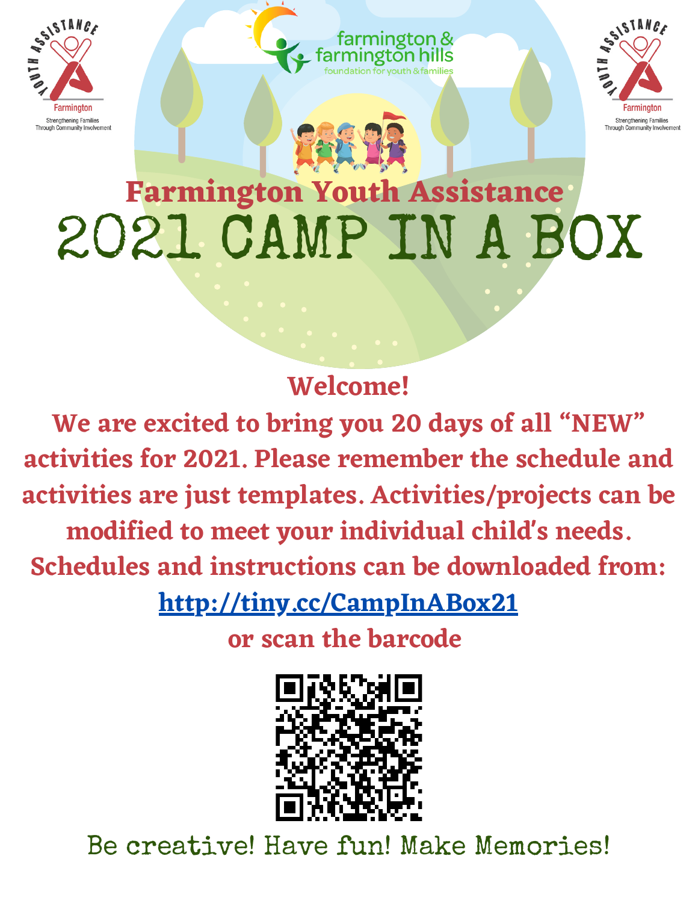Youth Assistance Farmington — Strengthening Families Through Community Involvement

farmington & farmington hills foundation for youth & families

## Farmington Youth Assistance

# 2021 CAMP IN A BOX

**Welcome!**

**We are excited to bring you 20 days of all "NEW" activities for 2021. Please remember the schedule and activities are just templates. Activities/projects can be modified to meet your individual child's needs. Schedules and instructions can be downloaded from:**

**http://tiny.cc/CampInABox21**

**or scan the barcode**

Be creative! Have fun! Make Memories!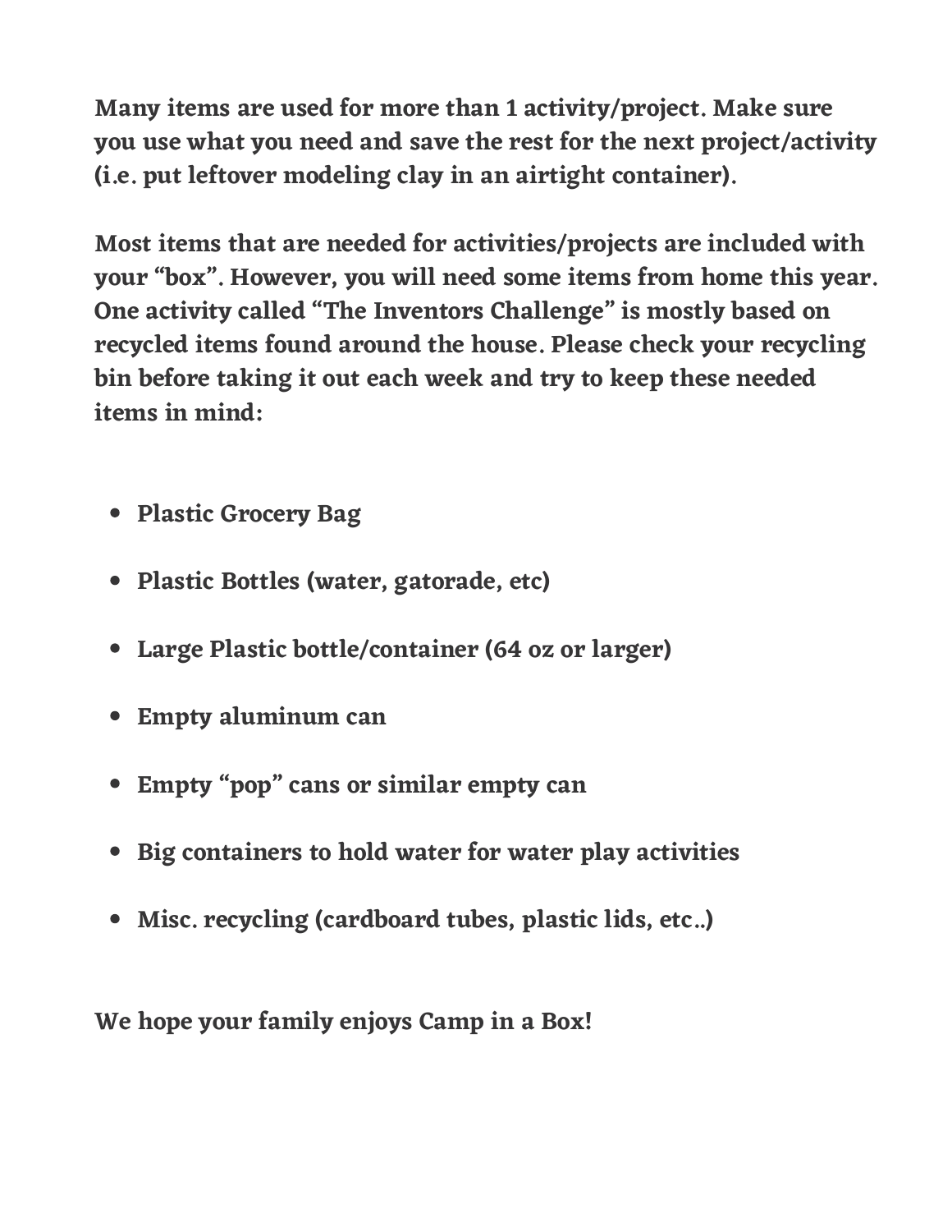**Many items are used for more than 1 activity/project. Make sure you use what you need and save the rest for the next project/activity (i.e. put leftover modeling clay in an airtight container).**

**Most items that are needed for activities/projects are included with your "box". However, you will need some items from home this year. One activity called "The Inventors Challenge" is mostly based on recycled items found around the house. Please check your recycling bin before taking it out each week and try to keep these needed items in mind:**

- **Plastic Grocery Bag**
- **Plastic Bottles (water, gatorade, etc)**
- **Large Plastic bottle/container (64 oz or larger)**
- **Empty aluminum can**
- **Empty "pop" cans or similar empty can**
- **Big containers to hold water for water play activities**
- **Misc. recycling (cardboard tubes, plastic lids, etc..)**

**We hope your family enjoys Camp in a Box!**